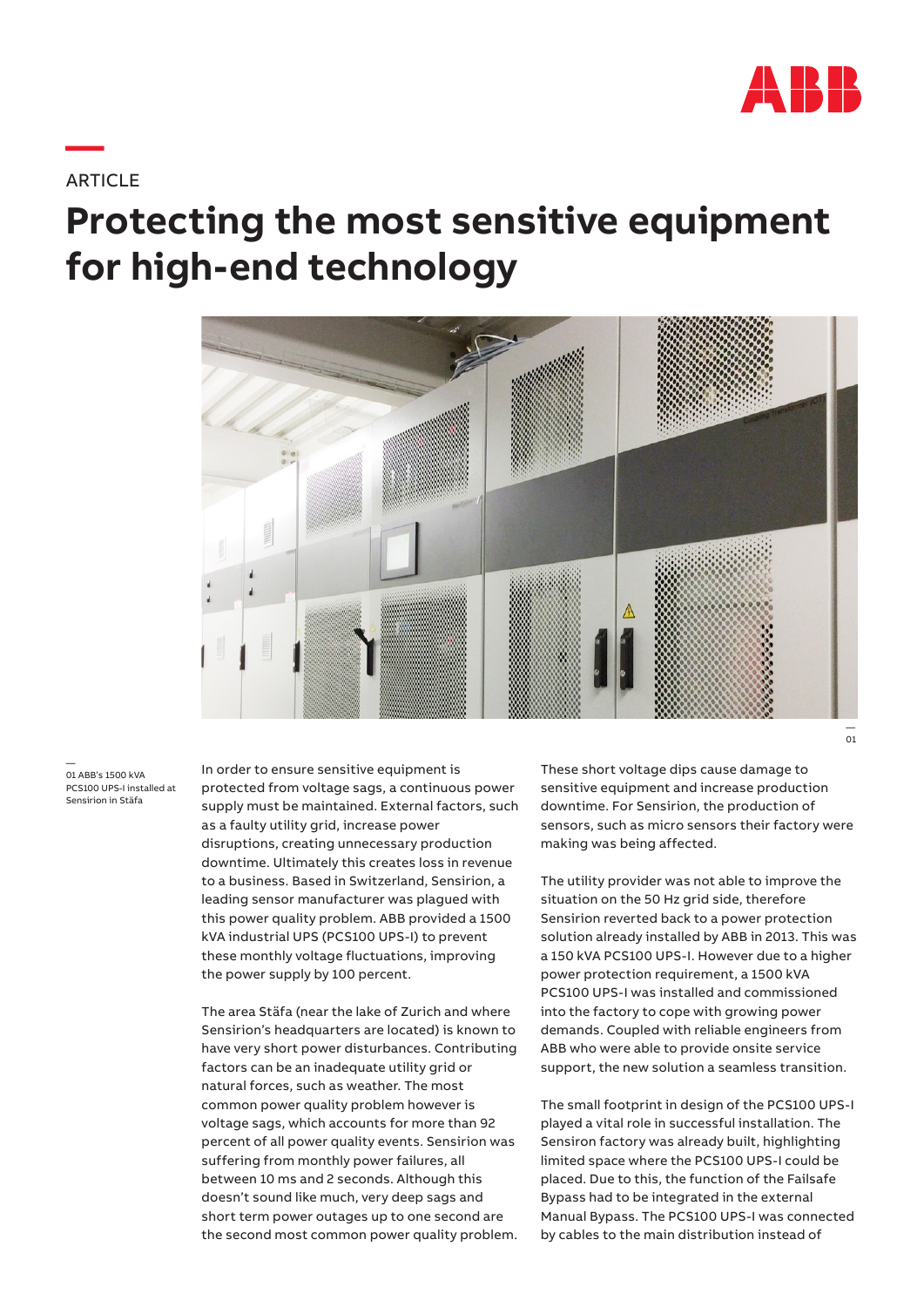ARTICLE

# Protecting the most sensitive equipment for high-end technology

—
01 ABB's 1500 kVA PCS100 UPS-I installed at Sensirion in Stäfa

In order to ensure sensitive equipment is protected from voltage sags, a continuous power supply must be maintained. External factors, such as a faulty utility grid, increase power disruptions, creating unnecessary production downtime. Ultimately this creates loss in revenue to a business. Based in Switzerland, Sensirion, a leading sensor manufacturer was plagued with this power quality problem. ABB provided a 1500 kVA industrial UPS (PCS100 UPS-I) to prevent these monthly voltage fluctuations, improving the power supply by 100 percent.

The area Stäfa (near the lake of Zurich and where Sensirion's headquarters are located) is known to have very short power disturbances. Contributing factors can be an inadequate utility grid or natural forces, such as weather. The most common power quality problem however is voltage sags, which accounts for more than 92 percent of all power quality events. Sensirion was suffering from monthly power failures, all between 10 ms and 2 seconds. Although this doesn't sound like much, very deep sags and short term power outages up to one second are the second most common power quality problem. These short voltage dips cause damage to sensitive equipment and increase production downtime. For Sensirion, the production of sensors, such as micro sensors their factory were making was being affected.

The utility provider was not able to improve the situation on the 50 Hz grid side, therefore Sensirion reverted back to a power protection solution already installed by ABB in 2013. This was a 150 kVA PCS100 UPS-I. However due to a higher power protection requirement, a 1500 kVA PCS100 UPS-I was installed and commissioned into the factory to cope with growing power demands. Coupled with reliable engineers from ABB who were able to provide onsite service support, the new solution a seamless transition.

The small footprint in design of the PCS100 UPS-I played a vital role in successful installation. The Sensiron factory was already built, highlighting limited space where the PCS100 UPS-I could be placed. Due to this, the function of the Failsafe Bypass had to be integrated in the external Manual Bypass. The PCS100 UPS-I was connected by cables to the main distribution instead of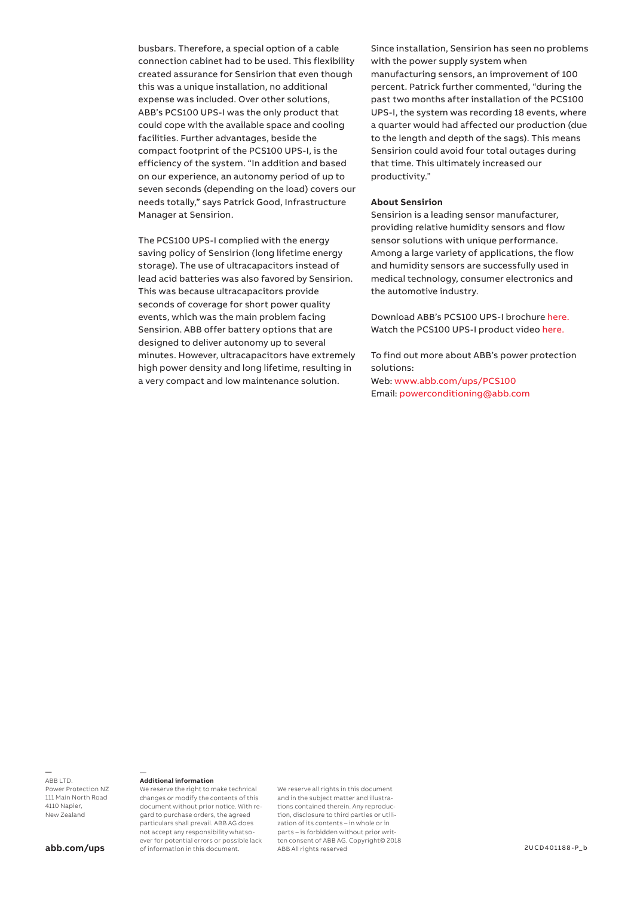busbars. Therefore, a special option of a cable connection cabinet had to be used. This flexibility created assurance for Sensirion that even though this was a unique installation, no additional expense was included. Over other solutions, ABB's PCS100 UPS-I was the only product that could cope with the available space and cooling facilities. Further advantages, beside the compact footprint of the PCS100 UPS-I, is the efficiency of the system. "In addition and based on our experience, an autonomy period of up to seven seconds (depending on the load) covers our needs totally," says Patrick Good, Infrastructure Manager at Sensirion.

The PCS100 UPS-I complied with the energy saving policy of Sensirion (long lifetime energy storage). The use of ultracapacitors instead of lead acid batteries was also favored by Sensirion. This was because ultracapacitors provide seconds of coverage for short power quality events, which was the main problem facing Sensirion. ABB offer battery options that are designed to deliver autonomy up to several minutes. However, ultracapacitors have extremely high power density and long lifetime, resulting in a very compact and low maintenance solution.

Since installation, Sensirion has seen no problems with the power supply system when manufacturing sensors, an improvement of 100 percent. Patrick further commented, "during the past two months after installation of the PCS100 UPS-I, the system was recording 18 events, where a quarter would had affected our production (due to the length and depth of the sags). This means Sensirion could avoid four total outages during that time. This ultimately increased our productivity."

**About Sensirion**

Sensirion is a leading sensor manufacturer, providing relative humidity sensors and flow sensor solutions with unique performance. Among a large variety of applications, the flow and humidity sensors are successfully used in medical technology, consumer electronics and the automotive industry.

Download ABB's PCS100 UPS-I brochure here.
Watch the PCS100 UPS-I product video here.

To find out more about ABB's power protection solutions:
Web: www.abb.com/ups/PCS100
Email: powerconditioning@abb.com

—
ABB LTD.
Power Protection NZ
111 Main North Road
4110 Napier,
New Zealand

**abb.com/ups**

—
**Additional information**
We reserve the right to make technical changes or modify the contents of this document without prior notice. With regard to purchase orders, the agreed particulars shall prevail. ABB AG does not accept any responsibility whatsoever for potential errors or possible lack of information in this document.

We reserve all rights in this document and in the subject matter and illustrations contained therein. Any reproduction, disclosure to third parties or utilization of its contents – in whole or in parts – is forbidden without prior written consent of ABB AG. Copyright© 2018 ABB All rights reserved

2UCD401188-P_b